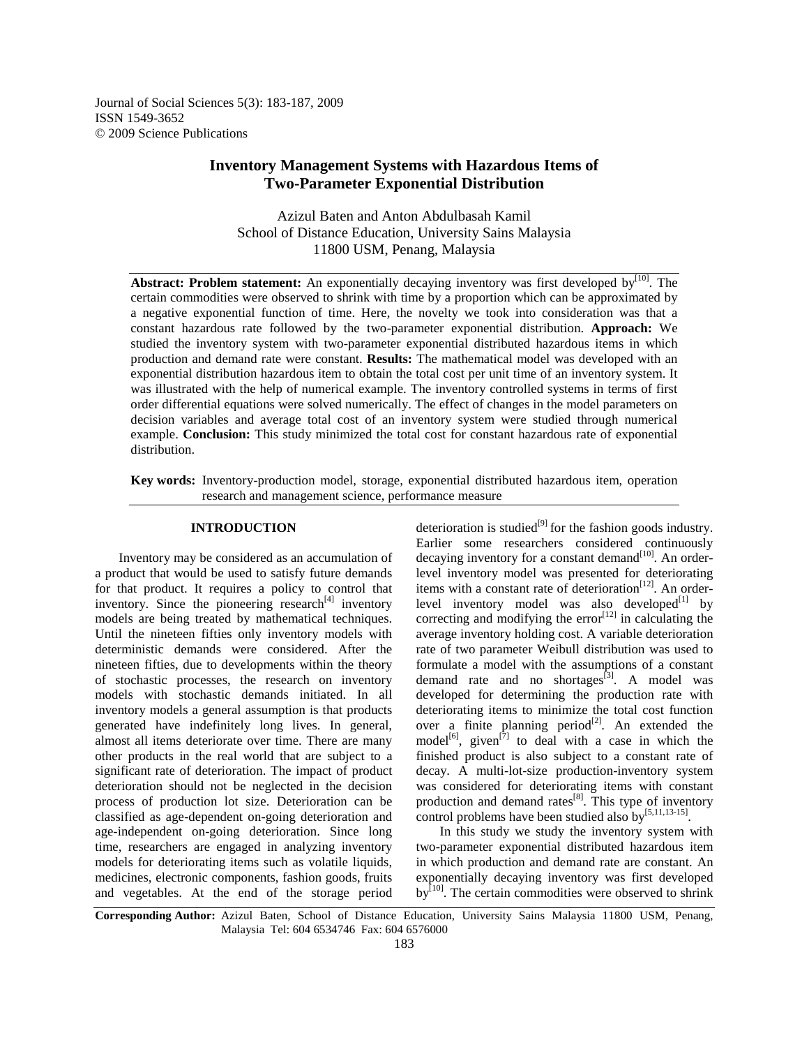Journal of Social Sciences 5(3): 183-187, 2009
ISSN 1549-3652
© 2009 Science Publications

# Inventory Management Systems with Hazardous Items of Two-Parameter Exponential Distribution

Azizul Baten and Anton Abdulbasah Kamil
School of Distance Education, University Sains Malaysia
11800 USM, Penang, Malaysia

**Abstract: Problem statement:** An exponentially decaying inventory was first developed by[10]. The certain commodities were observed to shrink with time by a proportion which can be approximated by a negative exponential function of time. Here, the novelty we took into consideration was that a constant hazardous rate followed by the two-parameter exponential distribution. **Approach:** We studied the inventory system with two-parameter exponential distributed hazardous items in which production and demand rate were constant. **Results:** The mathematical model was developed with an exponential distribution hazardous item to obtain the total cost per unit time of an inventory system. It was illustrated with the help of numerical example. The inventory controlled systems in terms of first order differential equations were solved numerically. The effect of changes in the model parameters on decision variables and average total cost of an inventory system were studied through numerical example. **Conclusion:** This study minimized the total cost for constant hazardous rate of exponential distribution.

**Key words:** Inventory-production model, storage, exponential distributed hazardous item, operation research and management science, performance measure

## INTRODUCTION

Inventory may be considered as an accumulation of a product that would be used to satisfy future demands for that product. It requires a policy to control that inventory. Since the pioneering research[4] inventory models are being treated by mathematical techniques. Until the nineteen fifties only inventory models with deterministic demands were considered. After the nineteen fifties, due to developments within the theory of stochastic processes, the research on inventory models with stochastic demands initiated. In all inventory models a general assumption is that products generated have indefinitely long lives. In general, almost all items deteriorate over time. There are many other products in the real world that are subject to a significant rate of deterioration. The impact of product deterioration should not be neglected in the decision process of production lot size. Deterioration can be classified as age-dependent on-going deterioration and age-independent on-going deterioration. Since long time, researchers are engaged in analyzing inventory models for deteriorating items such as volatile liquids, medicines, electronic components, fashion goods, fruits and vegetables. At the end of the storage period deterioration is studied[9] for the fashion goods industry. Earlier some researchers considered continuously decaying inventory for a constant demand[10]. An order-level inventory model was presented for deteriorating items with a constant rate of deterioration[12]. An order-level inventory model was also developed[1] by correcting and modifying the error[12] in calculating the average inventory holding cost. A variable deterioration rate of two parameter Weibull distribution was used to formulate a model with the assumptions of a constant demand rate and no shortages[3]. A model was developed for determining the production rate with deteriorating items to minimize the total cost function over a finite planning period[2]. An extended the model[6], given[7] to deal with a case in which the finished product is also subject to a constant rate of decay. A multi-lot-size production-inventory system was considered for deteriorating items with constant production and demand rates[8]. This type of inventory control problems have been studied also by[5,11,13-15].

In this study we study the inventory system with two-parameter exponential distributed hazardous item in which production and demand rate are constant. An exponentially decaying inventory was first developed by[10]. The certain commodities were observed to shrink

**Corresponding Author:** Azizul Baten, School of Distance Education, University Sains Malaysia 11800 USM, Penang, Malaysia Tel: 604 6534746 Fax: 604 6576000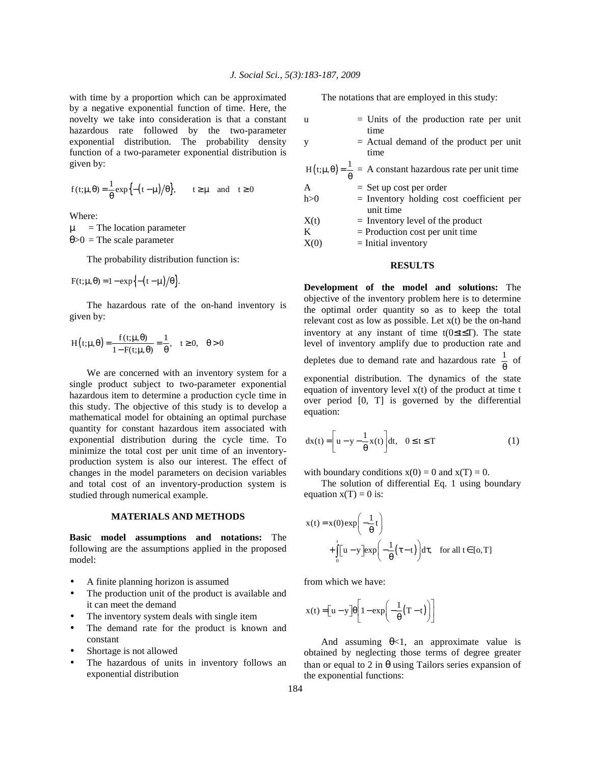with time by a proportion which can be approximated by a negative exponential function of time. Here, the novelty we take into consideration is that a constant hazardous rate followed by the two-parameter exponential distribution. The probability density function of a two-parameter exponential distribution is given by:

$$f(t;\mu,\theta) = \frac{1}{\theta}\exp\left\{-(t-\mu)/\theta\right\}, \qquad t \geq \mu \quad \text{and} \quad t \geq 0$$

Where:

$\mu$ = The location parameter

$\theta > 0$ = The scale parameter

The probability distribution function is:

$$F(t;\mu,\theta) = 1 - \exp\left\{-(t-\mu)/\theta\right\}.$$

The hazardous rate of the on-hand inventory is given by:

$$H(t;\mu,\theta) = \frac{f(t;\mu,\theta)}{1-F(t;\mu,\theta)} = \frac{1}{\theta}, \quad t \geq 0, \quad \theta > 0$$

We are concerned with an inventory system for a single product subject to two-parameter exponential hazardous item to determine a production cycle time in this study. The objective of this study is to develop a mathematical model for obtaining an optimal purchase quantity for constant hazardous item associated with exponential distribution during the cycle time. To minimize the total cost per unit time of an inventory-production system is also our interest. The effect of changes in the model parameters on decision variables and total cost of an inventory-production system is studied through numerical example.

## MATERIALS AND METHODS

**Basic model assumptions and notations:** The following are the assumptions applied in the proposed model:

- A finite planning horizon is assumed
- The production unit of the product is available and it can meet the demand
- The inventory system deals with single item
- The demand rate for the product is known and constant
- Shortage is not allowed
- The hazardous of units in inventory follows an exponential distribution

The notations that are employed in this study:

- $u$ = Units of the production rate per unit time
- $y$ = Actual demand of the product per unit time
- $H(t;\mu,\theta) = \frac{1}{\theta}$ = A constant hazardous rate per unit time
- $A$ = Set up cost per order
- $h>0$ = Inventory holding cost coefficient per unit time
- $X(t)$ = Inventory level of the product
- $K$ = Production cost per unit time
- $X(0)$ = Initial inventory

## RESULTS

**Development of the model and solutions:** The objective of the inventory problem here is to determine the optimal order quantity so as to keep the total relevant cost as low as possible. Let $x(t)$ be the on-hand inventory at any instant of time $t (0 \leq t \leq T)$. The state level of inventory amplify due to production rate and depletes due to demand rate and hazardous rate $\frac{1}{\theta}$ of exponential distribution. The dynamics of the state equation of inventory level $x(t)$ of the product at time $t$ over period $[0, T]$ is governed by the differential equation:

$$dx(t) = \left[u - y - \frac{1}{\theta}x(t)\right]dt, \quad 0 \leq t \leq T \tag{1}$$

with boundary conditions $x(0) = 0$ and $x(T) = 0$.

The solution of differential Eq. 1 using boundary equation $x(T) = 0$ is:

$$x(t) = x(0)\exp\left(-\frac{1}{\theta}t\right) + \int_0^t [u-y]\exp\left(-\frac{1}{\theta}(\tau - t)\right)d\tau, \quad \text{for all } t \in [o, T]$$

from which we have:

$$x(t) = [u-y]\theta\left[1 - \exp\left(-\frac{1}{\theta}(T-t)\right)\right]$$

And assuming $\theta < 1$, an approximate value is obtained by neglecting those terms of degree greater than or equal to 2 in $\theta$ using Tailors series expansion of the exponential functions: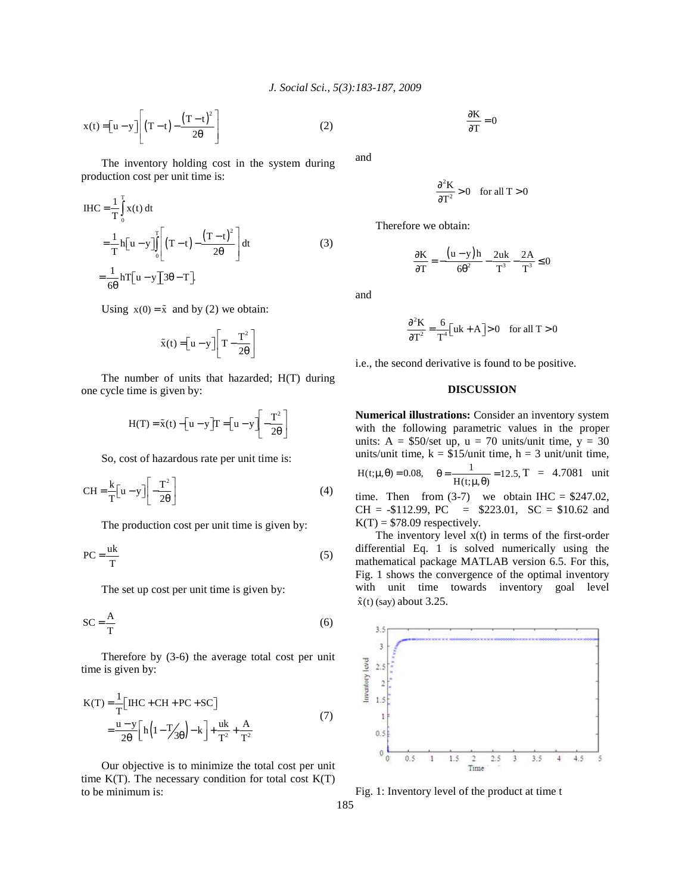$$x(t) = [u - y]\left[(T - t) - \frac{(T - t)^2}{2\theta}\right] \quad (2)$$

The inventory holding cost in the system during production cost per unit time is:

$$\begin{aligned} IHC &= \frac{1}{T}\int_0^T x(t)\,dt \\ &= \frac{1}{T}h[u - y]\int_0^T \left[(T - t) - \frac{(T - t)^2}{2\theta}\right]dt \\ &= \frac{1}{6\theta}hT[u - y][3\theta - T]. \end{aligned} \quad (3)$$

Using $x(0) = \tilde{x}$ and by (2) we obtain:

$$\tilde{x}(t) = [u - y]\left[T - \frac{T^2}{2\theta}\right]$$

The number of units that hazarded; H(T) during one cycle time is given by:

$$H(T) = \tilde{x}(t) - [u - y]T = [u - y]\left[-\frac{T^2}{2\theta}\right]$$

So, cost of hazardous rate per unit time is:

$$CH = \frac{k}{T}[u - y]\left[-\frac{T^2}{2\theta}\right] \quad (4)$$

The production cost per unit time is given by:

$$PC = \frac{uk}{T} \quad (5)$$

The set up cost per unit time is given by:

$$SC = \frac{A}{T} \quad (6)$$

Therefore by (3-6) the average total cost per unit time is given by:

$$\begin{aligned} K(T) &= \frac{1}{T}[IHC + CH + PC + SC] \\ &= \frac{u - y}{2\theta}\left[h\left(1 - T/3\theta\right) - k\right] + \frac{uk}{T^2} + \frac{A}{T^2} \end{aligned} \quad (7)$$

Our objective is to minimize the total cost per unit time K(T). The necessary condition for total cost K(T) to be minimum is:

$$\frac{\partial K}{\partial T} = 0$$

and

$$\frac{\partial^2 K}{\partial T^2} > 0 \quad \text{for all } T > 0$$

Therefore we obtain:

$$\frac{\partial K}{\partial T} = -\frac{(u - y)h}{6\theta^2} - \frac{2uk}{T^3} - \frac{2A}{T^3} \leq 0$$

and

$$\frac{\partial^2 K}{\partial T^2} = \frac{6}{T^4}[uk + A] > 0 \quad \text{for all } T > 0$$

i.e., the second derivative is found to be positive.

## DISCUSSION

**Numerical illustrations:** Consider an inventory system with the following parametric values in the proper units: A = \$50/set up, u = 70 units/unit time, y = 30 units/unit time, k = \$15/unit time, h = 3 unit/unit time, $H(t;\mu,\theta) = 0.08$, $\theta = \frac{1}{H(t;\mu,\theta)} = 12.5$, $T = 4.7081$ unit time. Then from (3-7) we obtain IHC = \$247.02, CH = -\$112.99, PC = \$223.01, SC = \$10.62 and K(T) = \$78.09 respectively.

The inventory level x(t) in terms of the first-order differential Eq. 1 is solved numerically using the mathematical package MATLAB version 6.5. For this, Fig. 1 shows the convergence of the optimal inventory with unit time towards inventory goal level $\hat{x}(t)$ (say) about 3.25.

Fig. 1: Inventory level of the product at time t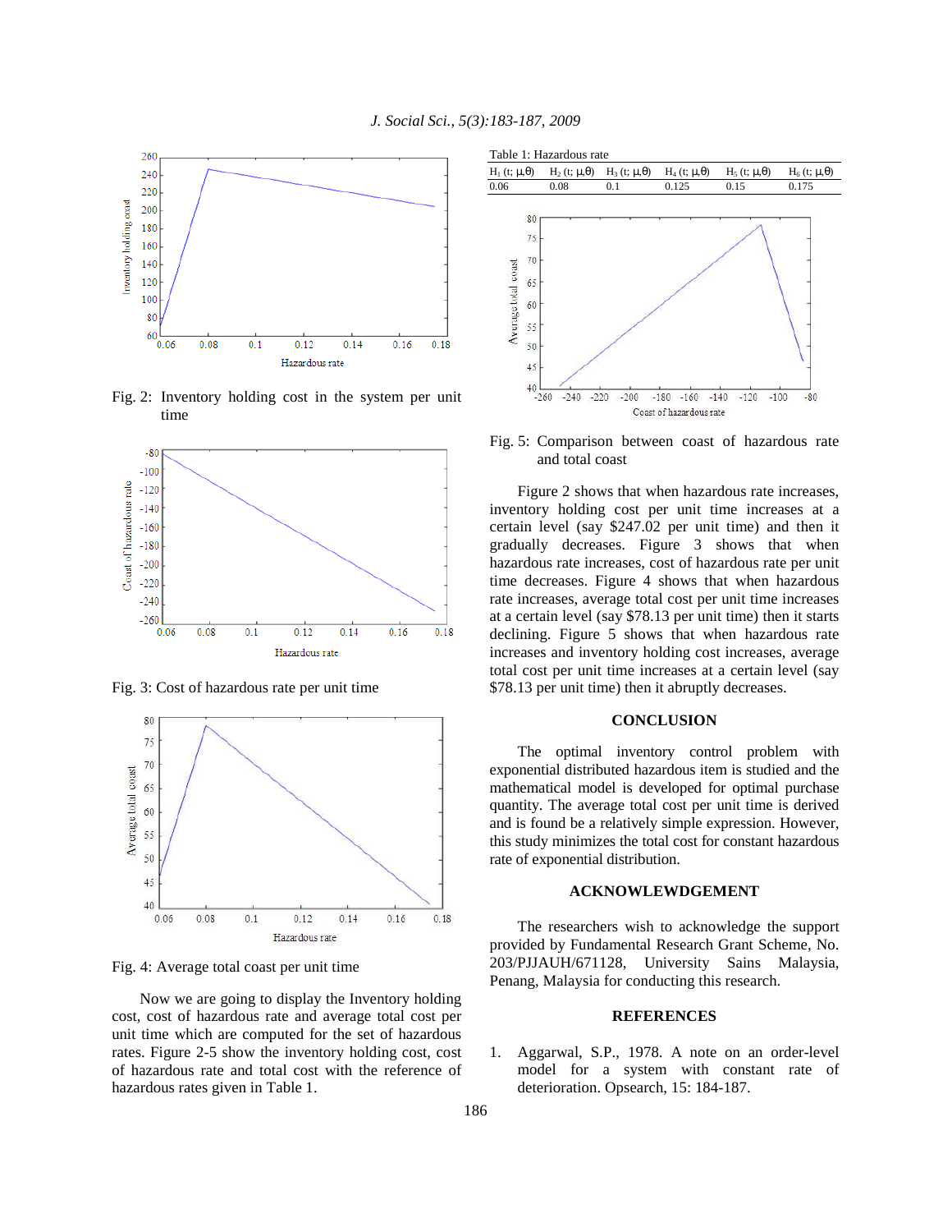Fig. 2: Inventory holding cost in the system per unit time

Fig. 3: Cost of hazardous rate per unit time

Fig. 4: Average total coast per unit time

Now we are going to display the Inventory holding cost, cost of hazardous rate and average total cost per unit time which are computed for the set of hazardous rates. Figure 2-5 show the inventory holding cost, cost of hazardous rate and total cost with the reference of hazardous rates given in Table 1.

Table 1: Hazardous rate

| $H_1$ (t; μ,θ) | $H_2$ (t; μ,θ) | $H_3$ (t; μ,θ) | $H_4$ (t; μ,θ) | $H_5$ (t; μ,θ) | $H_6$ (t; μ,θ) |
|---|---|---|---|---|---|
| 0.06 | 0.08 | 0.1 | 0.125 | 0.15 | 0.175 |

Fig. 5: Comparison between coast of hazardous rate and total coast

Figure 2 shows that when hazardous rate increases, inventory holding cost per unit time increases at a certain level (say $247.02 per unit time) and then it gradually decreases. Figure 3 shows that when hazardous rate increases, cost of hazardous rate per unit time decreases. Figure 4 shows that when hazardous rate increases, average total cost per unit time increases at a certain level (say $78.13 per unit time) then it starts declining. Figure 5 shows that when hazardous rate increases and inventory holding cost increases, average total cost per unit time increases at a certain level (say $78.13 per unit time) then it abruptly decreases.

## CONCLUSION

The optimal inventory control problem with exponential distributed hazardous item is studied and the mathematical model is developed for optimal purchase quantity. The average total cost per unit time is derived and is found be a relatively simple expression. However, this study minimizes the total cost for constant hazardous rate of exponential distribution.

## ACKNOWLEWDGEMENT

The researchers wish to acknowledge the support provided by Fundamental Research Grant Scheme, No. 203/PJJAUH/671128, University Sains Malaysia, Penang, Malaysia for conducting this research.

## REFERENCES

1. Aggarwal, S.P., 1978. A note on an order-level model for a system with constant rate of deterioration. Opsearch, 15: 184-187.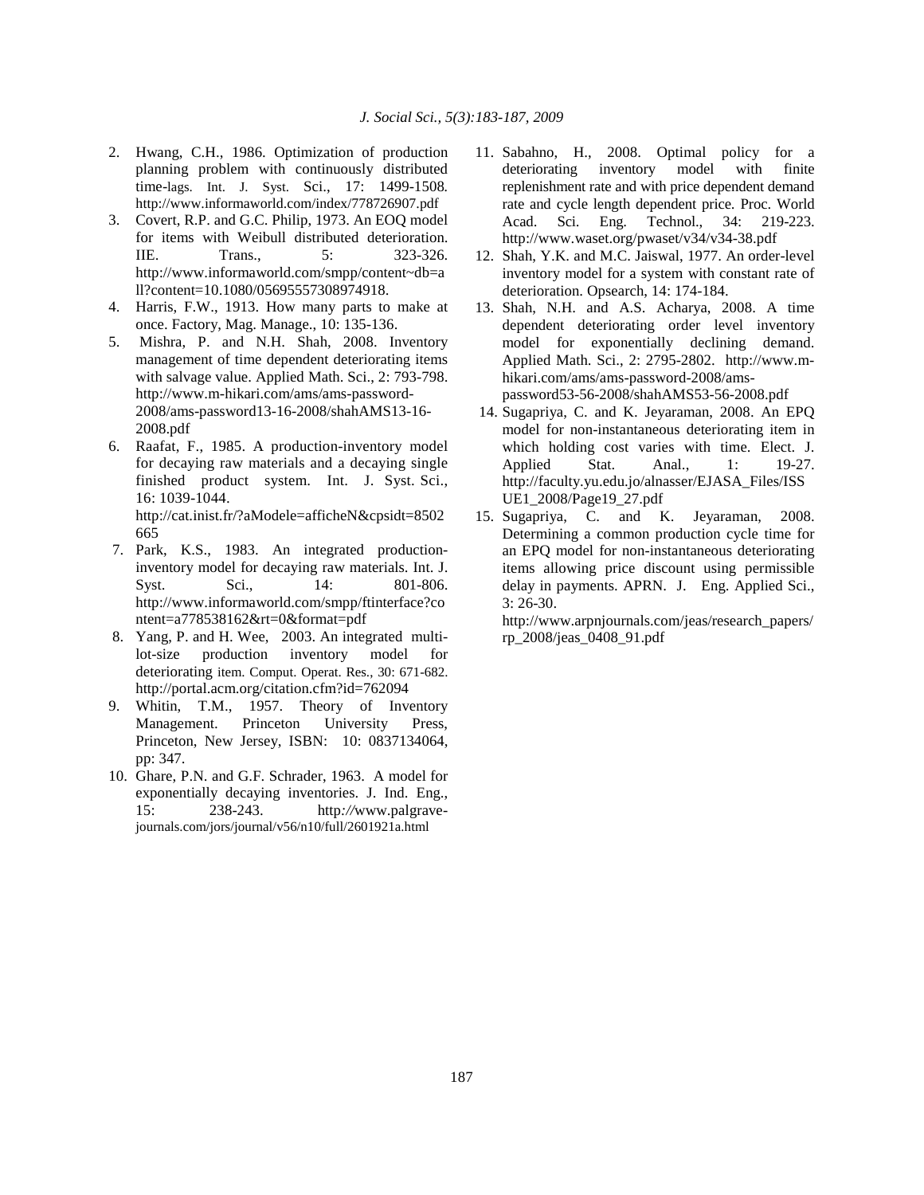2. Hwang, C.H., 1986. Optimization of production planning problem with continuously distributed time-lags. Int. J. Syst. Sci., 17: 1499-1508. http://www.informaworld.com/index/778726907.pdf
3. Covert, R.P. and G.C. Philip, 1973. An EOQ model for items with Weibull distributed deterioration. IIE. Trans., 5: 323-326. http://www.informaworld.com/smpp/content~db=all?content=10.1080/05695557308974918.
4. Harris, F.W., 1913. How many parts to make at once. Factory, Mag. Manage., 10: 135-136.
5. Mishra, P. and N.H. Shah, 2008. Inventory management of time dependent deteriorating items with salvage value. Applied Math. Sci., 2: 793-798. http://www.m-hikari.com/ams/ams-password-2008/ams-password13-16-2008/shahAMS13-16-2008.pdf
6. Raafat, F., 1985. A production-inventory model for decaying raw materials and a decaying single finished product system. Int. J. Syst. Sci., 16: 1039-1044. http://cat.inist.fr/?aModele=afficheN&cpsidt=8502665
7. Park, K.S., 1983. An integrated production-inventory model for decaying raw materials. Int. J. Syst. Sci., 14: 801-806. http://www.informaworld.com/smpp/ftinterface?content=a778538162&rt=0&format=pdf
8. Yang, P. and H. Wee, 2003. An integrated multi-lot-size production inventory model for deteriorating item. Comput. Operat. Res., 30: 671-682. http://portal.acm.org/citation.cfm?id=762094
9. Whitin, T.M., 1957. Theory of Inventory Management. Princeton University Press, Princeton, New Jersey, ISBN: 10: 0837134064, pp: 347.
10. Ghare, P.N. and G.F. Schrader, 1963. A model for exponentially decaying inventories. J. Ind. Eng., 15: 238-243. http://www.palgrave-journals.com/jors/journal/v56/n10/full/2601921a.html
11. Sabahno, H., 2008. Optimal policy for a deteriorating inventory model with finite replenishment rate and with price dependent demand rate and cycle length dependent price. Proc. World Acad. Sci. Eng. Technol., 34: 219-223. http://www.waset.org/pwaset/v34/v34-38.pdf
12. Shah, Y.K. and M.C. Jaiswal, 1977. An order-level inventory model for a system with constant rate of deterioration. Opsearch, 14: 174-184.
13. Shah, N.H. and A.S. Acharya, 2008. A time dependent deteriorating order level inventory model for exponentially declining demand. Applied Math. Sci., 2: 2795-2802. http://www.m-hikari.com/ams/ams-password-2008/ams-password53-56-2008/shahAMS53-56-2008.pdf
14. Sugapriya, C. and K. Jeyaraman, 2008. An EPQ model for non-instantaneous deteriorating item in which holding cost varies with time. Elect. J. Applied Stat. Anal., 1: 19-27. http://faculty.yu.edu.jo/alnasser/EJASA_Files/ISSUE1_2008/Page19_27.pdf
15. Sugapriya, C. and K. Jeyaraman, 2008. Determining a common production cycle time for an EPQ model for non-instantaneous deteriorating items allowing price discount using permissible delay in payments. APRN. J. Eng. Applied Sci., 3: 26-30. http://www.arpnjournals.com/jeas/research_papers/rp_2008/jeas_0408_91.pdf